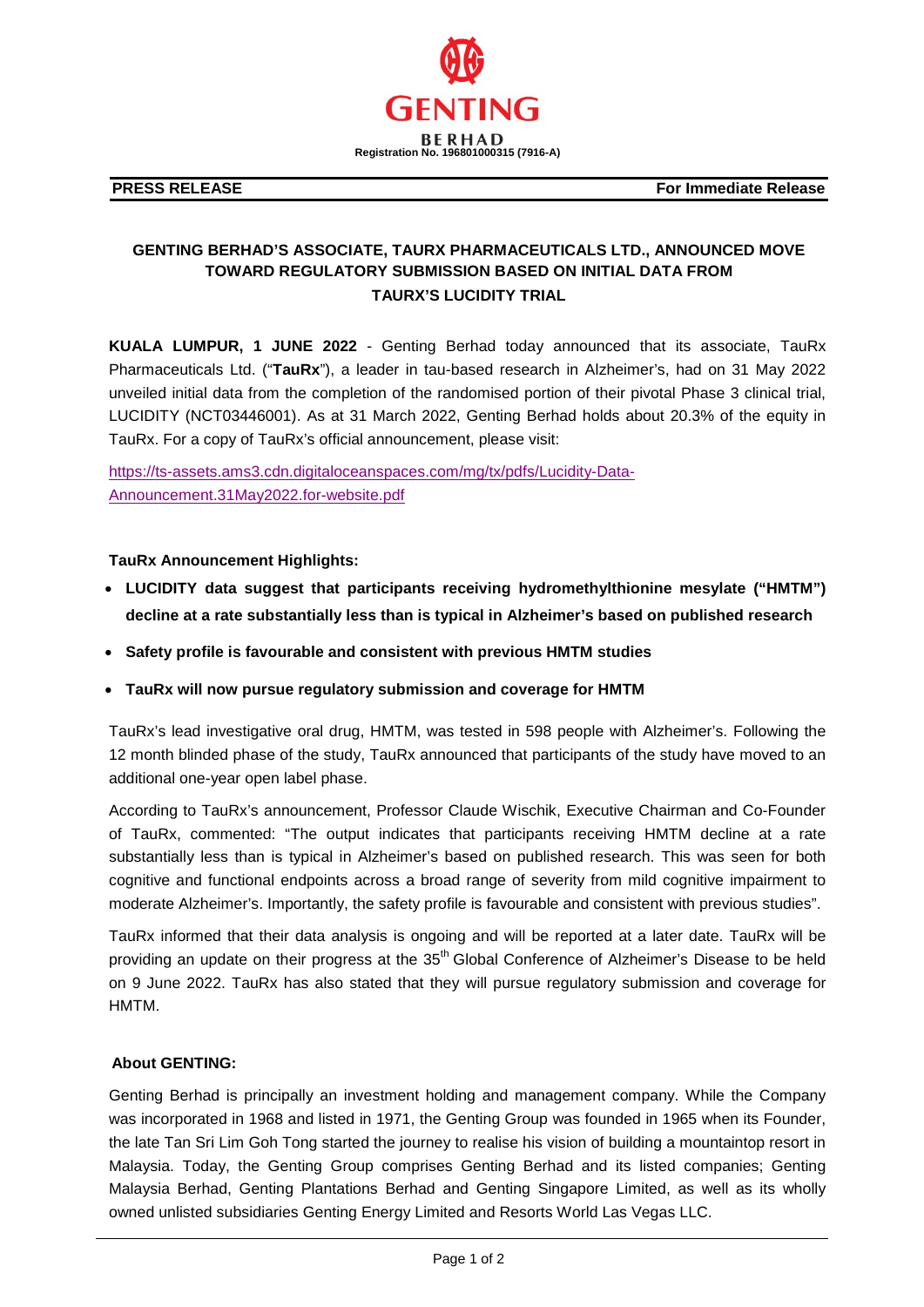GENTING

BERHAD

Registration No. 196801000315 (7916-A)

**PRESS RELEASE** **For Immediate Release**

## GENTING BERHAD'S ASSOCIATE, TAURX PHARMACEUTICALS LTD., ANNOUNCED MOVE TOWARD REGULATORY SUBMISSION BASED ON INITIAL DATA FROM TAURX'S LUCIDITY TRIAL

**KUALA LUMPUR, 1 JUNE 2022** - Genting Berhad today announced that its associate, TauRx Pharmaceuticals Ltd. ("**TauRx**"), a leader in tau-based research in Alzheimer's, had on 31 May 2022 unveiled initial data from the completion of the randomised portion of their pivotal Phase 3 clinical trial, LUCIDITY (NCT03446001). As at 31 March 2022, Genting Berhad holds about 20.3% of the equity in TauRx. For a copy of TauRx's official announcement, please visit:

https://ts-assets.ams3.cdn.digitaloceanspaces.com/mg/tx/pdfs/Lucidity-Data-Announcement.31May2022.for-website.pdf

**TauRx Announcement Highlights:**

- **LUCIDITY data suggest that participants receiving hydromethylthionine mesylate ("HMTM") decline at a rate substantially less than is typical in Alzheimer's based on published research**
- **Safety profile is favourable and consistent with previous HMTM studies**
- **TauRx will now pursue regulatory submission and coverage for HMTM**

TauRx's lead investigative oral drug, HMTM, was tested in 598 people with Alzheimer's. Following the 12 month blinded phase of the study, TauRx announced that participants of the study have moved to an additional one-year open label phase.

According to TauRx's announcement, Professor Claude Wischik, Executive Chairman and Co-Founder of TauRx, commented: "The output indicates that participants receiving HMTM decline at a rate substantially less than is typical in Alzheimer's based on published research. This was seen for both cognitive and functional endpoints across a broad range of severity from mild cognitive impairment to moderate Alzheimer's. Importantly, the safety profile is favourable and consistent with previous studies".

TauRx informed that their data analysis is ongoing and will be reported at a later date. TauRx will be providing an update on their progress at the 35th Global Conference of Alzheimer's Disease to be held on 9 June 2022. TauRx has also stated that they will pursue regulatory submission and coverage for HMTM.

**About GENTING:**

Genting Berhad is principally an investment holding and management company. While the Company was incorporated in 1968 and listed in 1971, the Genting Group was founded in 1965 when its Founder, the late Tan Sri Lim Goh Tong started the journey to realise his vision of building a mountaintop resort in Malaysia. Today, the Genting Group comprises Genting Berhad and its listed companies; Genting Malaysia Berhad, Genting Plantations Berhad and Genting Singapore Limited, as well as its wholly owned unlisted subsidiaries Genting Energy Limited and Resorts World Las Vegas LLC.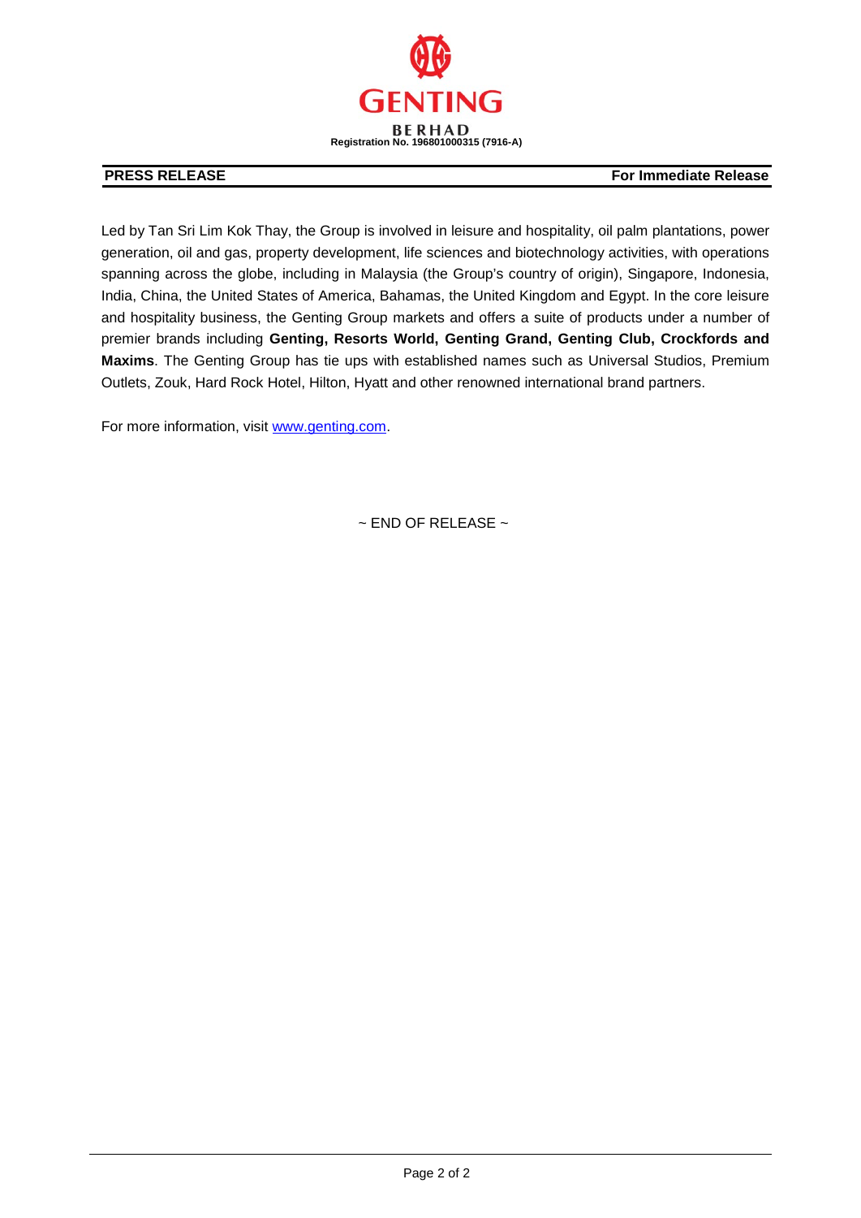**GENTING BERHAD**
Registration No. 196801000315 (7916-A)

**PRESS RELEASE** **For Immediate Release**

Led by Tan Sri Lim Kok Thay, the Group is involved in leisure and hospitality, oil palm plantations, power generation, oil and gas, property development, life sciences and biotechnology activities, with operations spanning across the globe, including in Malaysia (the Group's country of origin), Singapore, Indonesia, India, China, the United States of America, Bahamas, the United Kingdom and Egypt. In the core leisure and hospitality business, the Genting Group markets and offers a suite of products under a number of premier brands including **Genting, Resorts World, Genting Grand, Genting Club, Crockfords and Maxims**. The Genting Group has tie ups with established names such as Universal Studios, Premium Outlets, Zouk, Hard Rock Hotel, Hilton, Hyatt and other renowned international brand partners.

For more information, visit [www.genting.com](www.genting.com).

~ END OF RELEASE ~